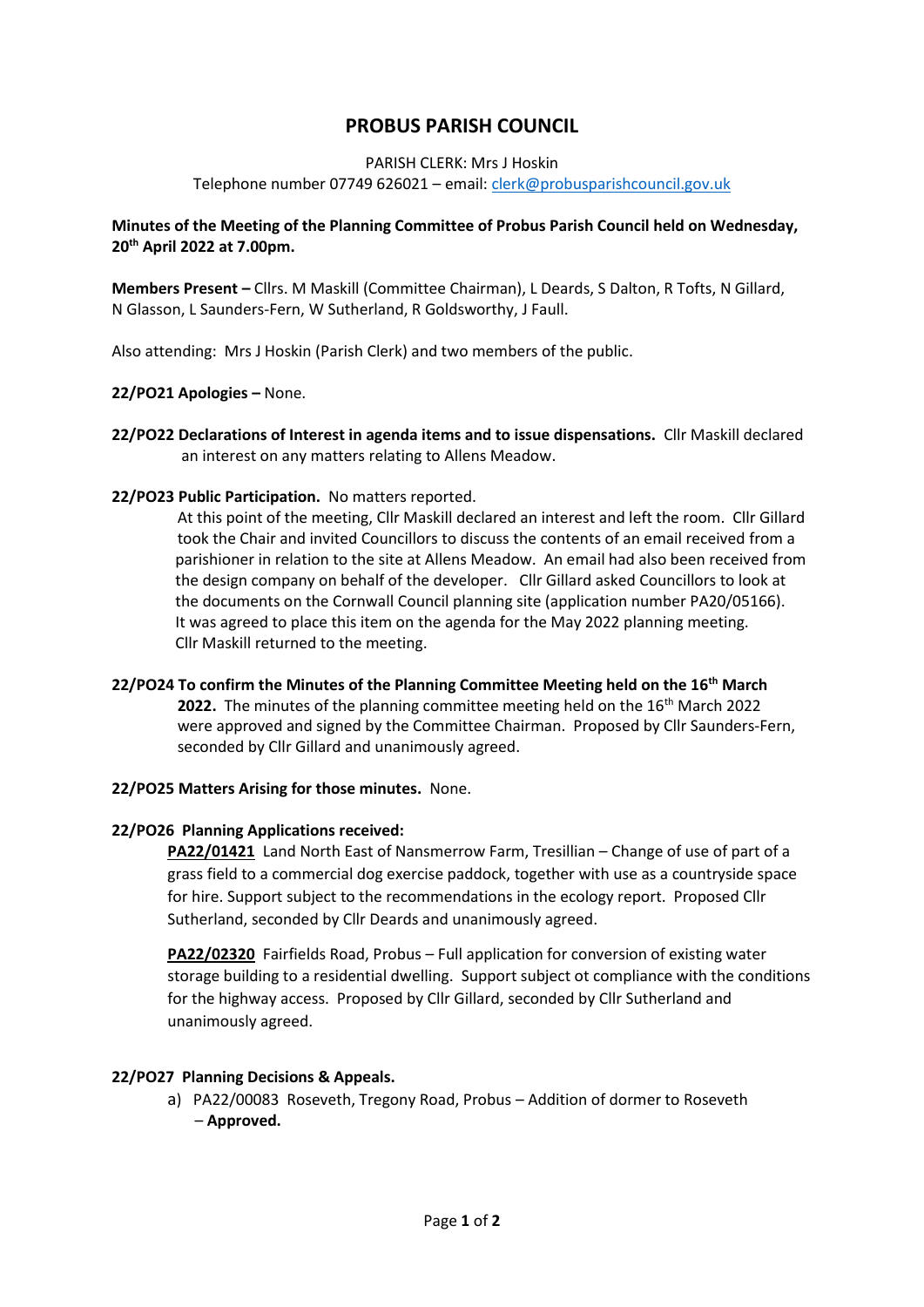# PROBUS PARISH COUNCIL

PARISH CLERK: Mrs J Hoskin

Telephone number 07749 626021 – email: clerk@probusparishcouncil.gov.uk

**Minutes of the Meeting of the Planning Committee of Probus Parish Council held on Wednesday, 20th April 2022 at 7.00pm.**

**Members Present –** Cllrs. M Maskill (Committee Chairman), L Deards, S Dalton, R Tofts, N Gillard, N Glasson, L Saunders-Fern, W Sutherland, R Goldsworthy, J Faull.

Also attending: Mrs J Hoskin (Parish Clerk) and two members of the public.

**22/PO21 Apologies –** None.

**22/PO22 Declarations of Interest in agenda items and to issue dispensations.** Cllr Maskill declared an interest on any matters relating to Allens Meadow.

**22/PO23 Public Participation.** No matters reported.

At this point of the meeting, Cllr Maskill declared an interest and left the room. Cllr Gillard took the Chair and invited Councillors to discuss the contents of an email received from a parishioner in relation to the site at Allens Meadow. An email had also been received from the design company on behalf of the developer. Cllr Gillard asked Councillors to look at the documents on the Cornwall Council planning site (application number PA20/05166). It was agreed to place this item on the agenda for the May 2022 planning meeting. Cllr Maskill returned to the meeting.

**22/PO24 To confirm the Minutes of the Planning Committee Meeting held on the 16th March 2022.** The minutes of the planning committee meeting held on the 16th March 2022 were approved and signed by the Committee Chairman. Proposed by Cllr Saunders-Fern, seconded by Cllr Gillard and unanimously agreed.

**22/PO25 Matters Arising for those minutes.** None.

**22/PO26 Planning Applications received:**

**PA22/01421** Land North East of Nansmerrow Farm, Tresillian – Change of use of part of a grass field to a commercial dog exercise paddock, together with use as a countryside space for hire. Support subject to the recommendations in the ecology report. Proposed Cllr Sutherland, seconded by Cllr Deards and unanimously agreed.

**PA22/02320** Fairfields Road, Probus – Full application for conversion of existing water storage building to a residential dwelling. Support subject ot compliance with the conditions for the highway access. Proposed by Cllr Gillard, seconded by Cllr Sutherland and unanimously agreed.

**22/PO27 Planning Decisions & Appeals.**

a) PA22/00083 Roseveth, Tregony Road, Probus – Addition of dormer to Roseveth – **Approved.**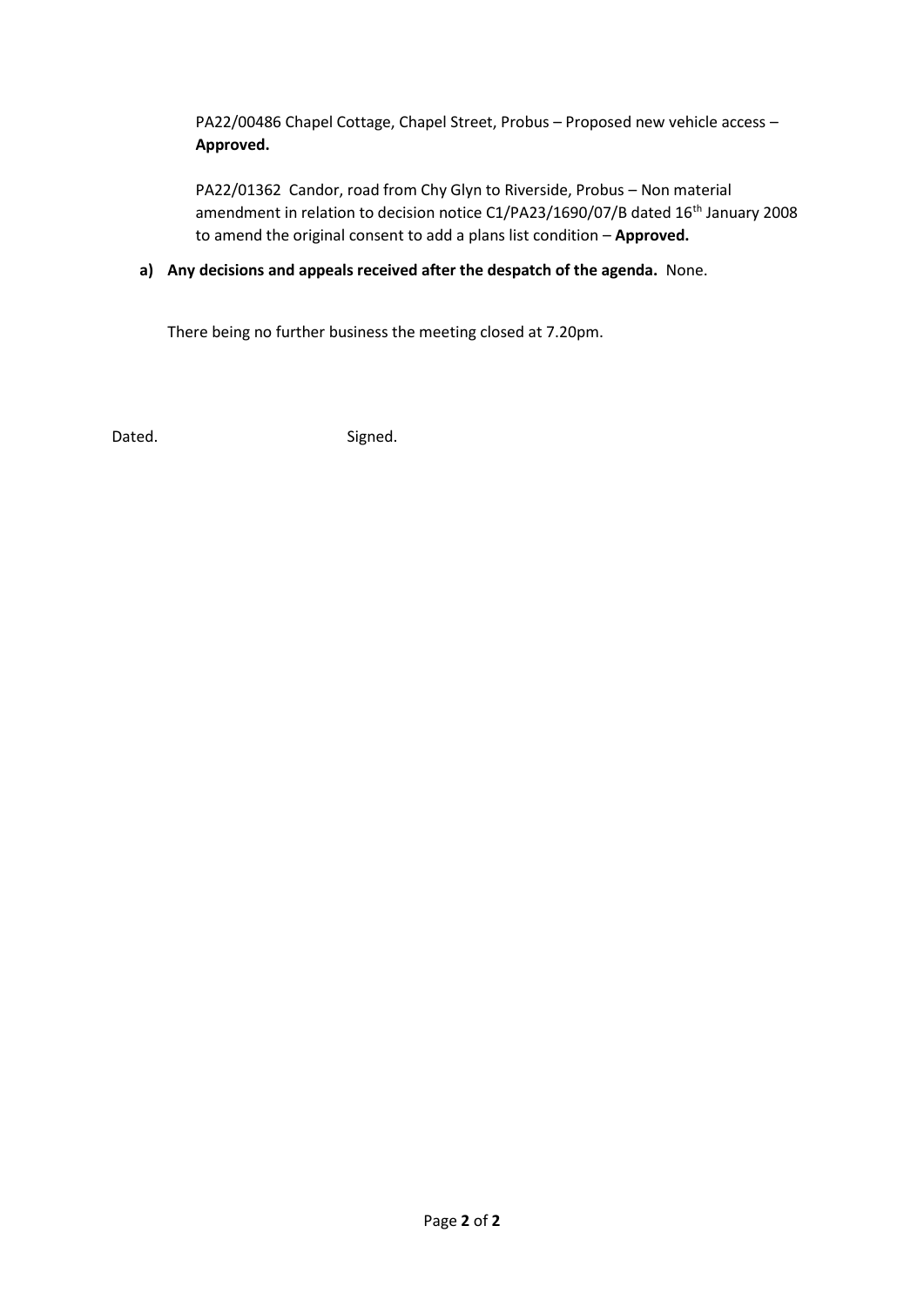PA22/00486 Chapel Cottage, Chapel Street, Probus – Proposed new vehicle access – **Approved.**

PA22/01362 Candor, road from Chy Glyn to Riverside, Probus – Non material amendment in relation to decision notice C1/PA23/1690/07/B dated 16th January 2008 to amend the original consent to add a plans list condition – **Approved.**

a) **Any decisions and appeals received after the despatch of the agenda.** None.

There being no further business the meeting closed at 7.20pm.

Dated. Signed.